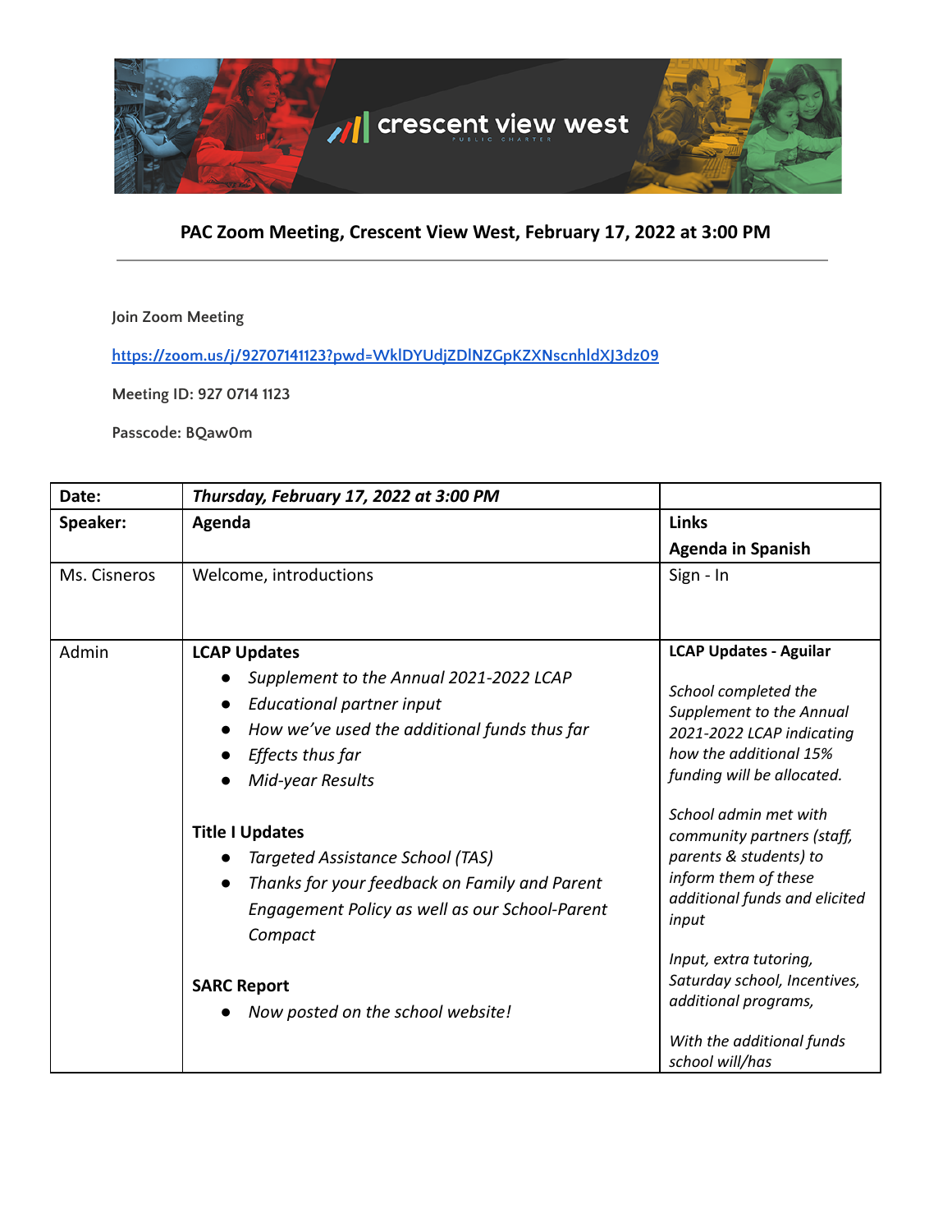crescent view west

PUBLIC CHARTER

## PAC Zoom Meeting, Crescent View West, February 17, 2022 at 3:00 PM

Join Zoom Meeting

https://zoom.us/j/92707141123?pwd=WklDYUdjZDlNZGpKZXNscnhldXJ3dz09

Meeting ID: 927 0714 1123

Passcode: BQaw0m

| **Date:** | ***Thursday, February 17, 2022 at 3:00 PM*** | |
|---|---|---|
| **Speaker:** | **Agenda** | **Links**<br>**Agenda in Spanish** |
| Ms. Cisneros | Welcome, introductions | Sign - In |
| Admin | **LCAP Updates**<br>• *Supplement to the Annual 2021-2022 LCAP*<br>• *Educational partner input*<br>• *How we've used the additional funds thus far*<br>• *Effects thus far*<br>• *Mid-year Results*<br><br>**Title I Updates**<br>• *Targeted Assistance School (TAS)*<br>• *Thanks for your feedback on Family and Parent Engagement Policy as well as our School-Parent Compact*<br><br>**SARC Report**<br>• *Now posted on the school website!* | **LCAP Updates - Aguilar**<br><br>*School completed the Supplement to the Annual 2021-2022 LCAP indicating how the additional 15% funding will be allocated.*<br><br>*School admin met with community partners (staff, parents & students) to inform them of these additional funds and elicited input*<br><br>*Input, extra tutoring, Saturday school, Incentives, additional programs,*<br><br>*With the additional funds school will/has* |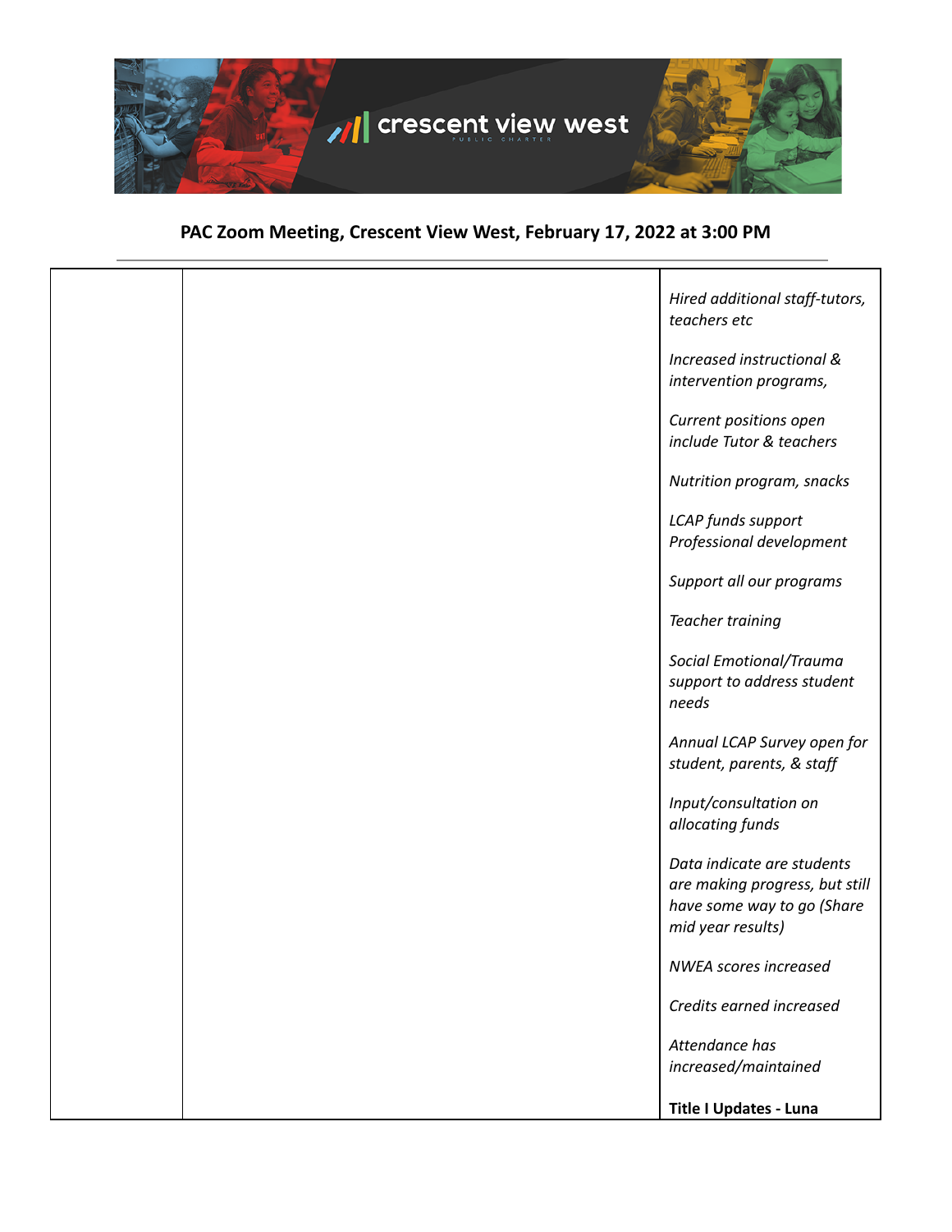**PAC Zoom Meeting, Crescent View West, February 17, 2022 at 3:00 PM**

| | | |
|---|---|---|
| | | *Hired additional staff-tutors, teachers etc*<br><br>*Increased instructional & intervention programs,*<br><br>*Current positions open include Tutor & teachers*<br><br>*Nutrition program, snacks*<br><br>*LCAP funds support Professional development*<br><br>*Support all our programs*<br><br>*Teacher training*<br><br>*Social Emotional/Trauma support to address student needs*<br><br>*Annual LCAP Survey open for student, parents, & staff*<br><br>*Input/consultation on allocating funds*<br><br>*Data indicate are students are making progress, but still have some way to go (Share mid year results)*<br><br>*NWEA scores increased*<br><br>*Credits earned increased*<br><br>*Attendance has increased/maintained*<br><br>**Title I Updates - Luna** |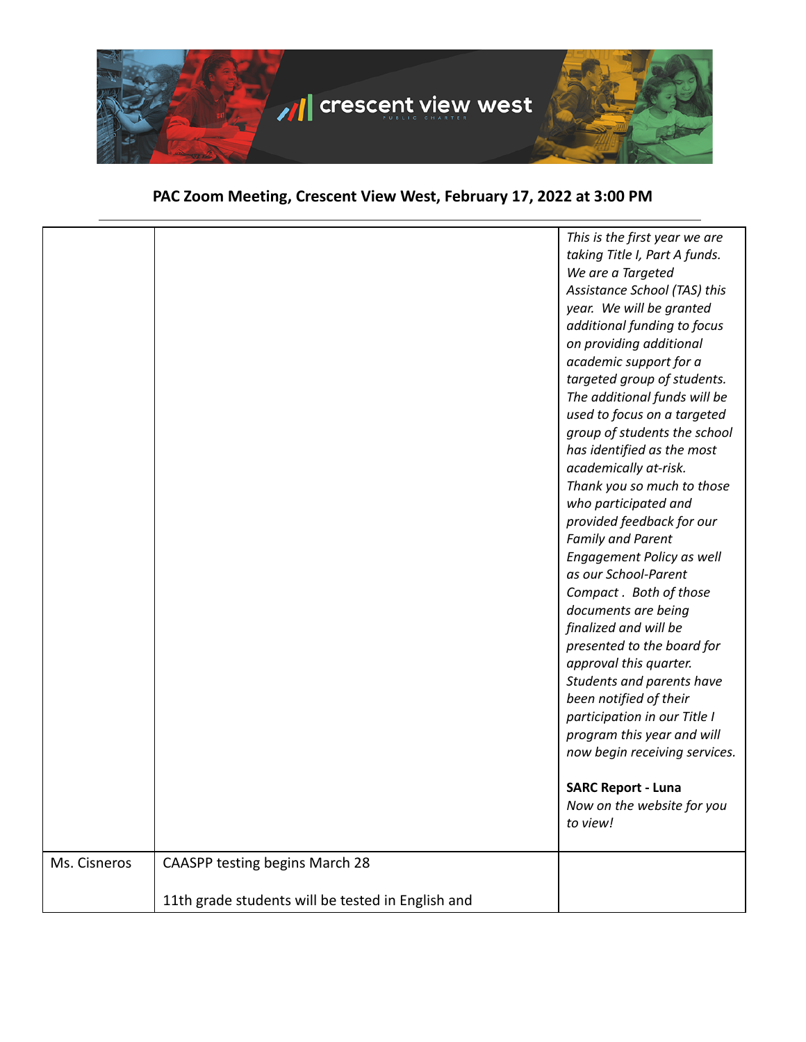## PAC Zoom Meeting, Crescent View West, February 17, 2022 at 3:00 PM

| | | |
|---|---|---|
| | | *This is the first year we are taking Title I, Part A funds. We are a Targeted Assistance School (TAS) this year. We will be granted additional funding to focus on providing additional academic support for a targeted group of students. The additional funds will be used to focus on a targeted group of students the school has identified as the most academically at-risk. Thank you so much to those who participated and provided feedback for our Family and Parent Engagement Policy as well as our School-Parent Compact . Both of those documents are being finalized and will be presented to the board for approval this quarter. Students and parents have been notified of their participation in our Title I program this year and will now begin receiving services.*<br><br>**SARC Report - Luna**<br>*Now on the website for you to view!* |
| Ms. Cisneros | CAASPP testing begins March 28<br><br>11th grade students will be tested in English and | |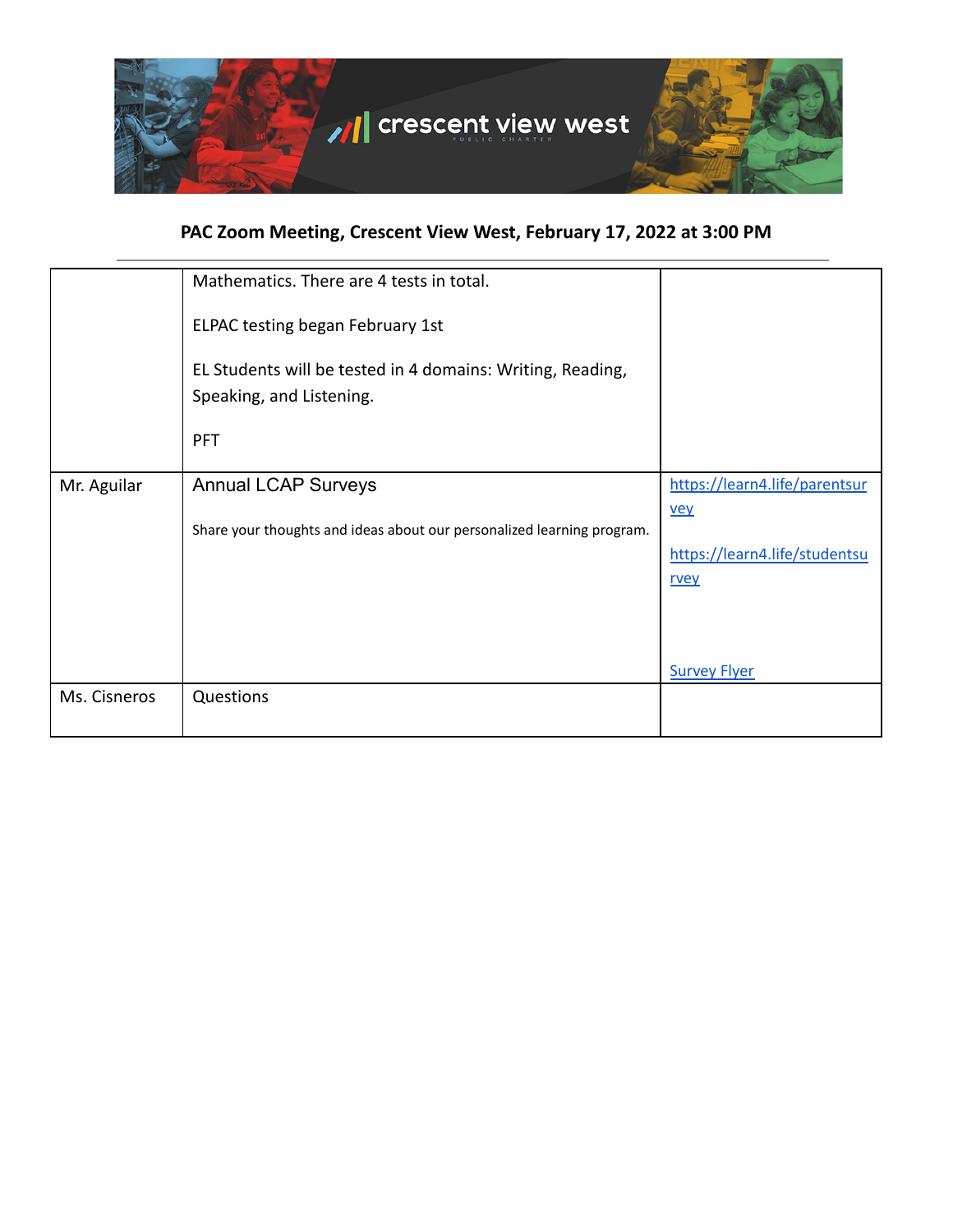**PAC Zoom Meeting, Crescent View West, February 17, 2022 at 3:00 PM**

| | | |
|---|---|---|
| | Mathematics. There are 4 tests in total.<br><br>ELPAC testing began February 1st<br><br>EL Students will be tested in 4 domains: Writing, Reading, Speaking, and Listening.<br><br>PFT | |
| Mr. Aguilar | Annual LCAP Surveys<br><br>Share your thoughts and ideas about our personalized learning program. | https://learn4.life/parentsurvey<br><br>https://learn4.life/studentsurvey<br><br>Survey Flyer |
| Ms. Cisneros | Questions | |